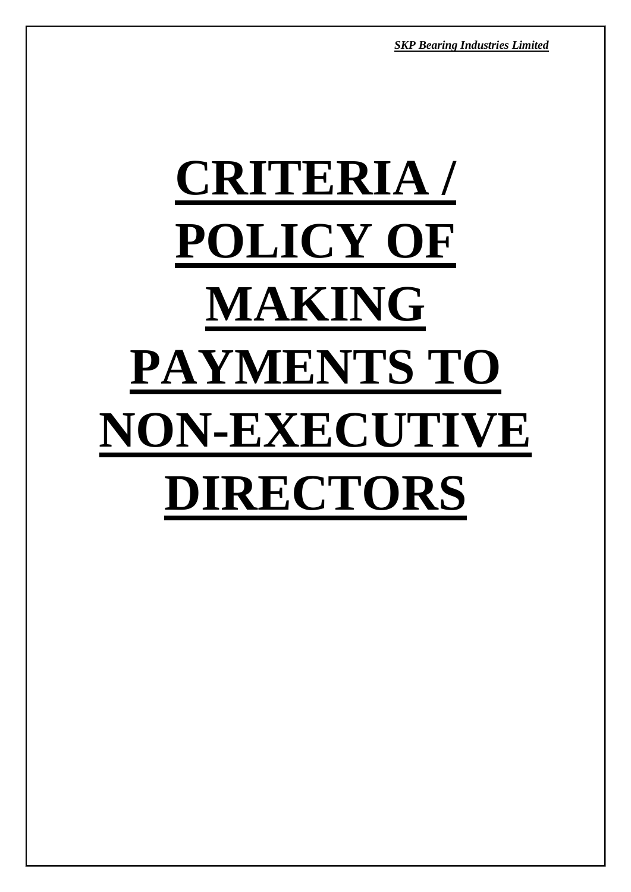# CRITERIA / POLICY OF MAKING PAYMENTS TO NON-EXECUTIVE DIRECTORS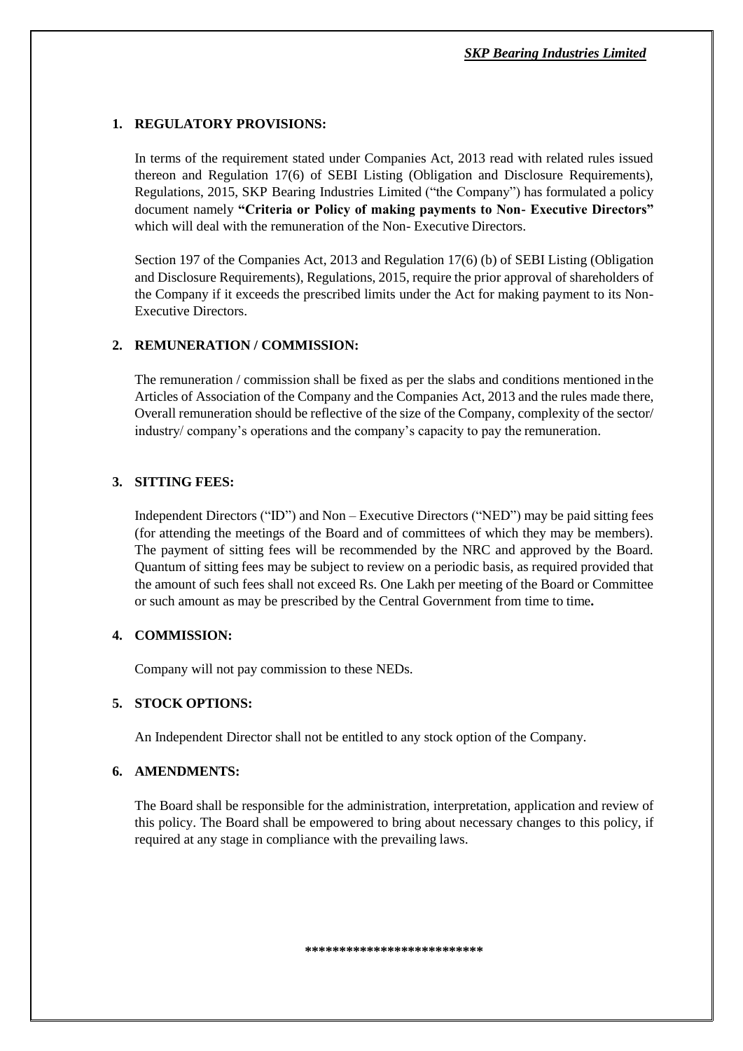## 1. REGULATORY PROVISIONS:

In terms of the requirement stated under Companies Act, 2013 read with related rules issued thereon and Regulation 17(6) of SEBI Listing (Obligation and Disclosure Requirements), Regulations, 2015, SKP Bearing Industries Limited ("the Company") has formulated a policy document namely **"Criteria or Policy of making payments to Non- Executive Directors"** which will deal with the remuneration of the Non- Executive Directors.

Section 197 of the Companies Act, 2013 and Regulation 17(6) (b) of SEBI Listing (Obligation and Disclosure Requirements), Regulations, 2015, require the prior approval of shareholders of the Company if it exceeds the prescribed limits under the Act for making payment to its Non-Executive Directors.

## 2. REMUNERATION / COMMISSION:

The remuneration / commission shall be fixed as per the slabs and conditions mentioned in the Articles of Association of the Company and the Companies Act, 2013 and the rules made there, Overall remuneration should be reflective of the size of the Company, complexity of the sector/ industry/ company's operations and the company's capacity to pay the remuneration.

## 3. SITTING FEES:

Independent Directors ("ID") and Non – Executive Directors ("NED") may be paid sitting fees (for attending the meetings of the Board and of committees of which they may be members). The payment of sitting fees will be recommended by the NRC and approved by the Board. Quantum of sitting fees may be subject to review on a periodic basis, as required provided that the amount of such fees shall not exceed Rs. One Lakh per meeting of the Board or Committee or such amount as may be prescribed by the Central Government from time to time**.**

## 4. COMMISSION:

Company will not pay commission to these NEDs.

## 5. STOCK OPTIONS:

An Independent Director shall not be entitled to any stock option of the Company.

## 6. AMENDMENTS:

The Board shall be responsible for the administration, interpretation, application and review of this policy. The Board shall be empowered to bring about necessary changes to this policy, if required at any stage in compliance with the prevailing laws.

*************************